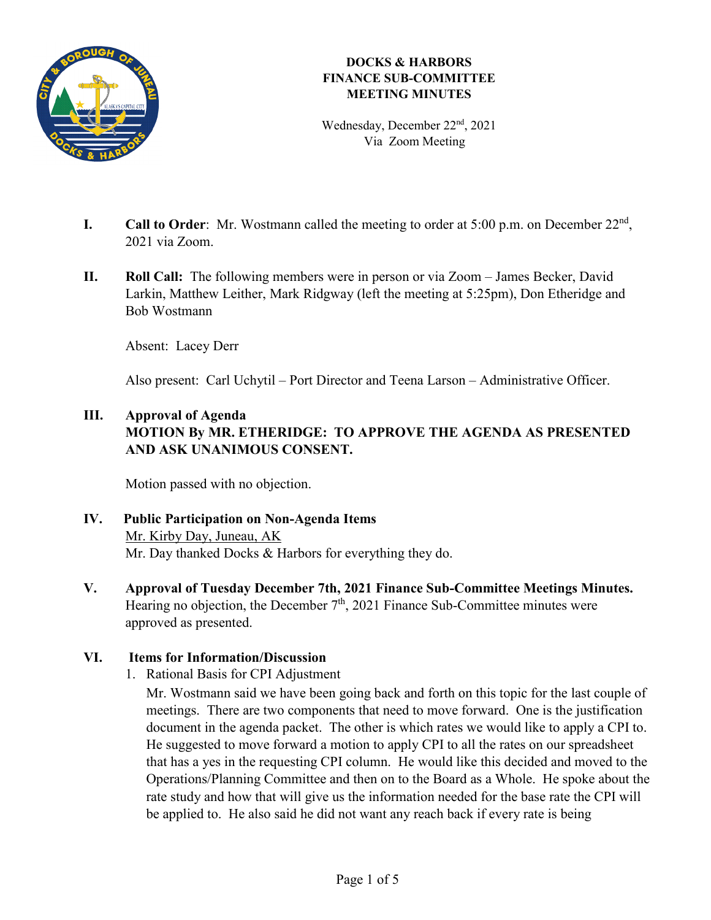# DOCKS & HARBORS
# FINANCE SUB-COMMITTEE
# MEETING MINUTES

Wednesday, December 22nd, 2021
Via Zoom Meeting

**I. Call to Order**: Mr. Wostmann called the meeting to order at 5:00 p.m. on December 22nd, 2021 via Zoom.

**II. Roll Call:** The following members were in person or via Zoom – James Becker, David Larkin, Matthew Leither, Mark Ridgway (left the meeting at 5:25pm), Don Etheridge and Bob Wostmann

Absent: Lacey Derr

Also present: Carl Uchytil – Port Director and Teena Larson – Administrative Officer.

**III. Approval of Agenda**
**MOTION By MR. ETHERIDGE: TO APPROVE THE AGENDA AS PRESENTED AND ASK UNANIMOUS CONSENT.**

Motion passed with no objection.

**IV. Public Participation on Non-Agenda Items**
Mr. Kirby Day, Juneau, AK
Mr. Day thanked Docks & Harbors for everything they do.

**V. Approval of Tuesday December 7th, 2021 Finance Sub-Committee Meetings Minutes.**
Hearing no objection, the December 7th, 2021 Finance Sub-Committee minutes were approved as presented.

**VI. Items for Information/Discussion**

1. Rational Basis for CPI Adjustment
   Mr. Wostmann said we have been going back and forth on this topic for the last couple of meetings. There are two components that need to move forward. One is the justification document in the agenda packet. The other is which rates we would like to apply a CPI to. He suggested to move forward a motion to apply CPI to all the rates on our spreadsheet that has a yes in the requesting CPI column. He would like this decided and moved to the Operations/Planning Committee and then on to the Board as a Whole. He spoke about the rate study and how that will give us the information needed for the base rate the CPI will be applied to. He also said he did not want any reach back if every rate is being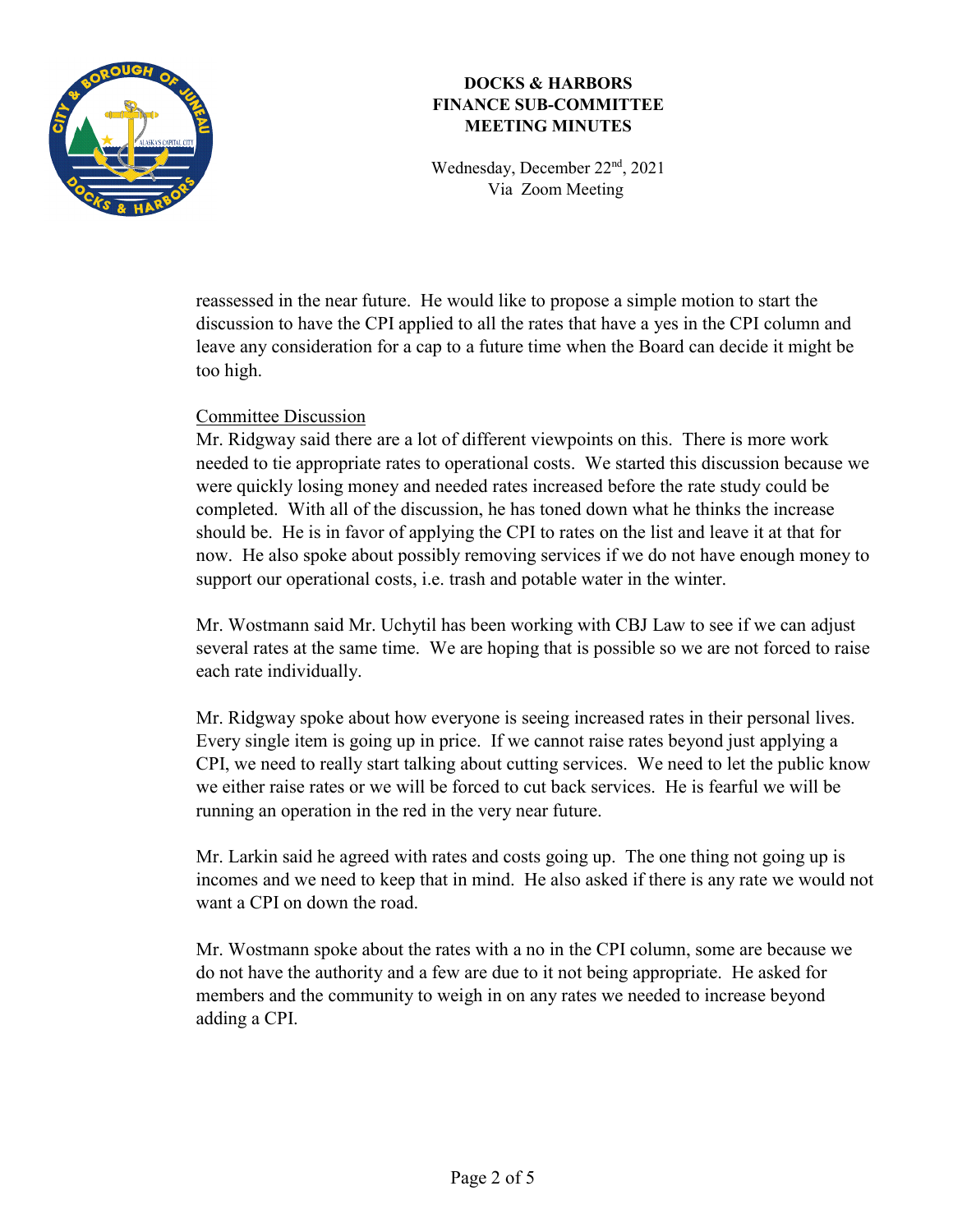reassessed in the near future. He would like to propose a simple motion to start the discussion to have the CPI applied to all the rates that have a yes in the CPI column and leave any consideration for a cap to a future time when the Board can decide it might be too high.

Committee Discussion

Mr. Ridgway said there are a lot of different viewpoints on this. There is more work needed to tie appropriate rates to operational costs. We started this discussion because we were quickly losing money and needed rates increased before the rate study could be completed. With all of the discussion, he has toned down what he thinks the increase should be. He is in favor of applying the CPI to rates on the list and leave it at that for now. He also spoke about possibly removing services if we do not have enough money to support our operational costs, i.e. trash and potable water in the winter.

Mr. Wostmann said Mr. Uchytil has been working with CBJ Law to see if we can adjust several rates at the same time. We are hoping that is possible so we are not forced to raise each rate individually.

Mr. Ridgway spoke about how everyone is seeing increased rates in their personal lives. Every single item is going up in price. If we cannot raise rates beyond just applying a CPI, we need to really start talking about cutting services. We need to let the public know we either raise rates or we will be forced to cut back services. He is fearful we will be running an operation in the red in the very near future.

Mr. Larkin said he agreed with rates and costs going up. The one thing not going up is incomes and we need to keep that in mind. He also asked if there is any rate we would not want a CPI on down the road.

Mr. Wostmann spoke about the rates with a no in the CPI column, some are because we do not have the authority and a few are due to it not being appropriate. He asked for members and the community to weigh in on any rates we needed to increase beyond adding a CPI.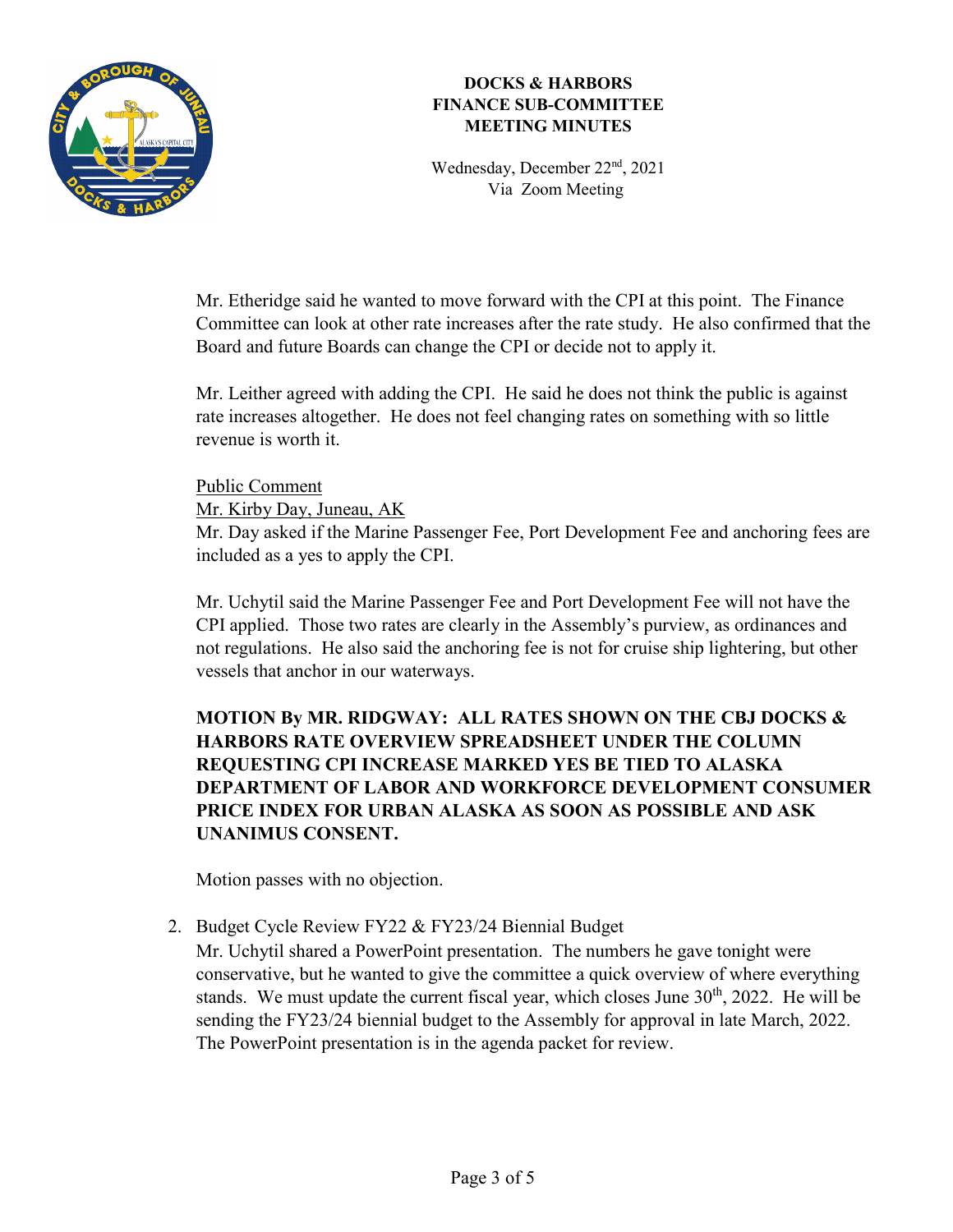**DOCKS & HARBORS**
**FINANCE SUB-COMMITTEE**
**MEETING MINUTES**

Wednesday, December 22nd, 2021
Via Zoom Meeting

Mr. Etheridge said he wanted to move forward with the CPI at this point. The Finance Committee can look at other rate increases after the rate study. He also confirmed that the Board and future Boards can change the CPI or decide not to apply it.

Mr. Leither agreed with adding the CPI. He said he does not think the public is against rate increases altogether. He does not feel changing rates on something with so little revenue is worth it.

Public Comment

Mr. Kirby Day, Juneau, AK

Mr. Day asked if the Marine Passenger Fee, Port Development Fee and anchoring fees are included as a yes to apply the CPI.

Mr. Uchytil said the Marine Passenger Fee and Port Development Fee will not have the CPI applied. Those two rates are clearly in the Assembly's purview, as ordinances and not regulations. He also said the anchoring fee is not for cruise ship lightering, but other vessels that anchor in our waterways.

**MOTION By MR. RIDGWAY: ALL RATES SHOWN ON THE CBJ DOCKS & HARBORS RATE OVERVIEW SPREADSHEET UNDER THE COLUMN REQUESTING CPI INCREASE MARKED YES BE TIED TO ALASKA DEPARTMENT OF LABOR AND WORKFORCE DEVELOPMENT CONSUMER PRICE INDEX FOR URBAN ALASKA AS SOON AS POSSIBLE AND ASK UNANIMUS CONSENT.**

Motion passes with no objection.

2. Budget Cycle Review FY22 & FY23/24 Biennial Budget
   Mr. Uchytil shared a PowerPoint presentation. The numbers he gave tonight were conservative, but he wanted to give the committee a quick overview of where everything stands. We must update the current fiscal year, which closes June 30th, 2022. He will be sending the FY23/24 biennial budget to the Assembly for approval in late March, 2022. The PowerPoint presentation is in the agenda packet for review.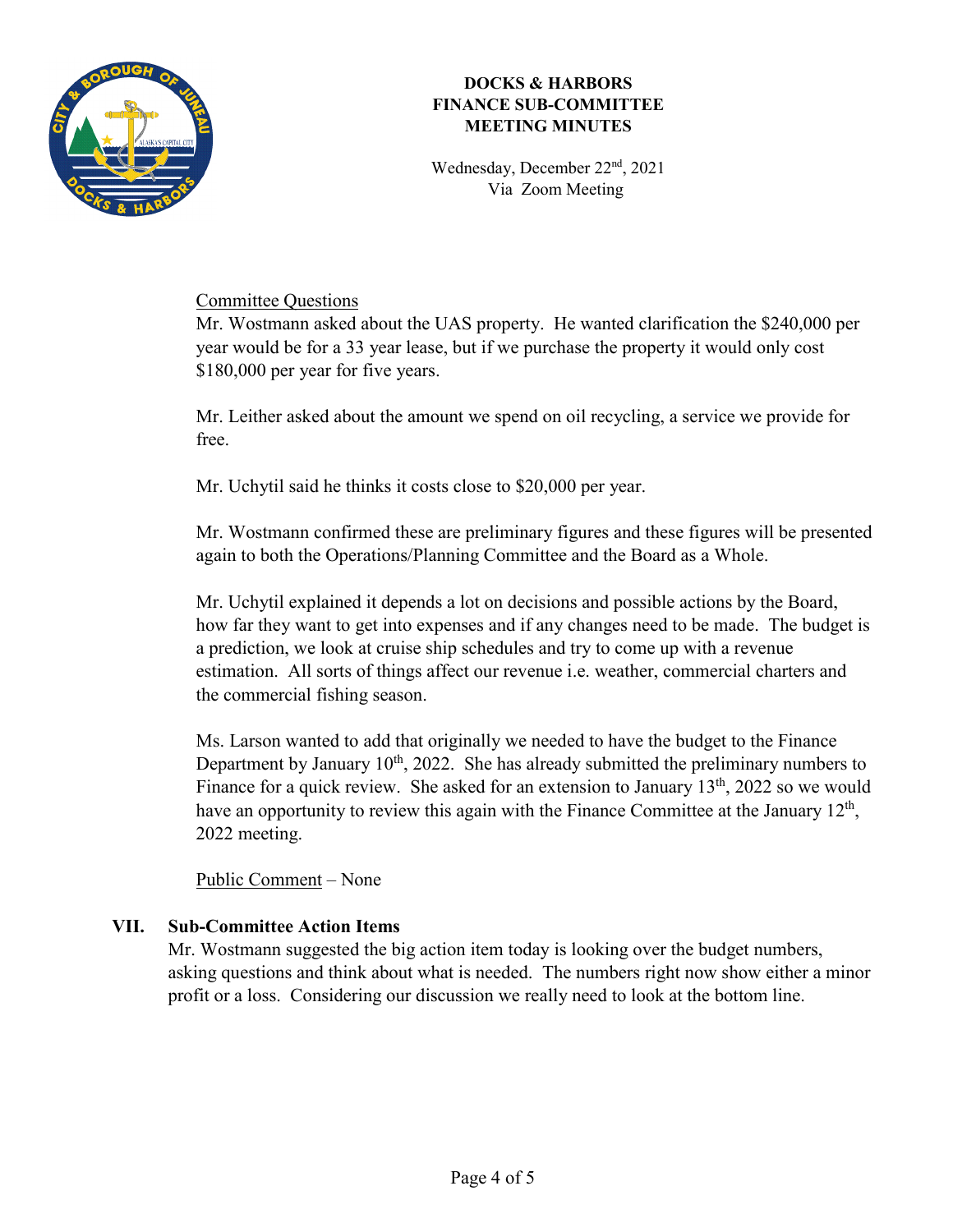**DOCKS & HARBORS**
**FINANCE SUB-COMMITTEE**
**MEETING MINUTES**

Wednesday, December 22nd, 2021
Via Zoom Meeting

Committee Questions

Mr. Wostmann asked about the UAS property. He wanted clarification the $240,000 per year would be for a 33 year lease, but if we purchase the property it would only cost $180,000 per year for five years.

Mr. Leither asked about the amount we spend on oil recycling, a service we provide for free.

Mr. Uchytil said he thinks it costs close to $20,000 per year.

Mr. Wostmann confirmed these are preliminary figures and these figures will be presented again to both the Operations/Planning Committee and the Board as a Whole.

Mr. Uchytil explained it depends a lot on decisions and possible actions by the Board, how far they want to get into expenses and if any changes need to be made. The budget is a prediction, we look at cruise ship schedules and try to come up with a revenue estimation. All sorts of things affect our revenue i.e. weather, commercial charters and the commercial fishing season.

Ms. Larson wanted to add that originally we needed to have the budget to the Finance Department by January 10th, 2022. She has already submitted the preliminary numbers to Finance for a quick review. She asked for an extension to January 13th, 2022 so we would have an opportunity to review this again with the Finance Committee at the January 12th, 2022 meeting.

Public Comment – None

## VII. Sub-Committee Action Items

Mr. Wostmann suggested the big action item today is looking over the budget numbers, asking questions and think about what is needed. The numbers right now show either a minor profit or a loss. Considering our discussion we really need to look at the bottom line.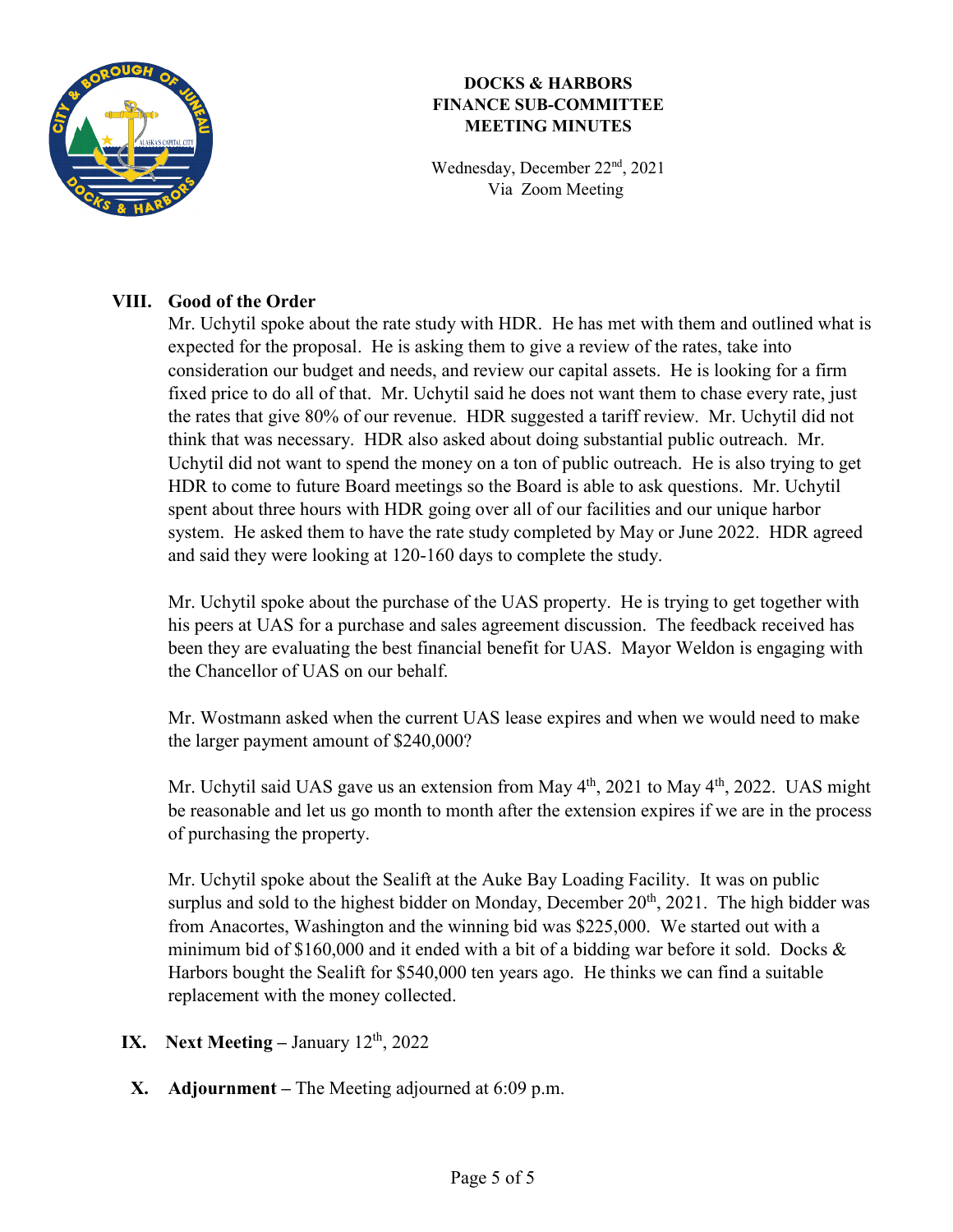**DOCKS & HARBORS**
**FINANCE SUB-COMMITTEE**
**MEETING MINUTES**

Wednesday, December 22nd, 2021
Via Zoom Meeting

## VIII. Good of the Order

Mr. Uchytil spoke about the rate study with HDR. He has met with them and outlined what is expected for the proposal. He is asking them to give a review of the rates, take into consideration our budget and needs, and review our capital assets. He is looking for a firm fixed price to do all of that. Mr. Uchytil said he does not want them to chase every rate, just the rates that give 80% of our revenue. HDR suggested a tariff review. Mr. Uchytil did not think that was necessary. HDR also asked about doing substantial public outreach. Mr. Uchytil did not want to spend the money on a ton of public outreach. He is also trying to get HDR to come to future Board meetings so the Board is able to ask questions. Mr. Uchytil spent about three hours with HDR going over all of our facilities and our unique harbor system. He asked them to have the rate study completed by May or June 2022. HDR agreed and said they were looking at 120-160 days to complete the study.

Mr. Uchytil spoke about the purchase of the UAS property. He is trying to get together with his peers at UAS for a purchase and sales agreement discussion. The feedback received has been they are evaluating the best financial benefit for UAS. Mayor Weldon is engaging with the Chancellor of UAS on our behalf.

Mr. Wostmann asked when the current UAS lease expires and when we would need to make the larger payment amount of $240,000?

Mr. Uchytil said UAS gave us an extension from May 4th, 2021 to May 4th, 2022. UAS might be reasonable and let us go month to month after the extension expires if we are in the process of purchasing the property.

Mr. Uchytil spoke about the Sealift at the Auke Bay Loading Facility. It was on public surplus and sold to the highest bidder on Monday, December 20th, 2021. The high bidder was from Anacortes, Washington and the winning bid was $225,000. We started out with a minimum bid of $160,000 and it ended with a bit of a bidding war before it sold. Docks & Harbors bought the Sealift for $540,000 ten years ago. He thinks we can find a suitable replacement with the money collected.

## IX. Next Meeting – January 12th, 2022

## X. Adjournment – The Meeting adjourned at 6:09 p.m.